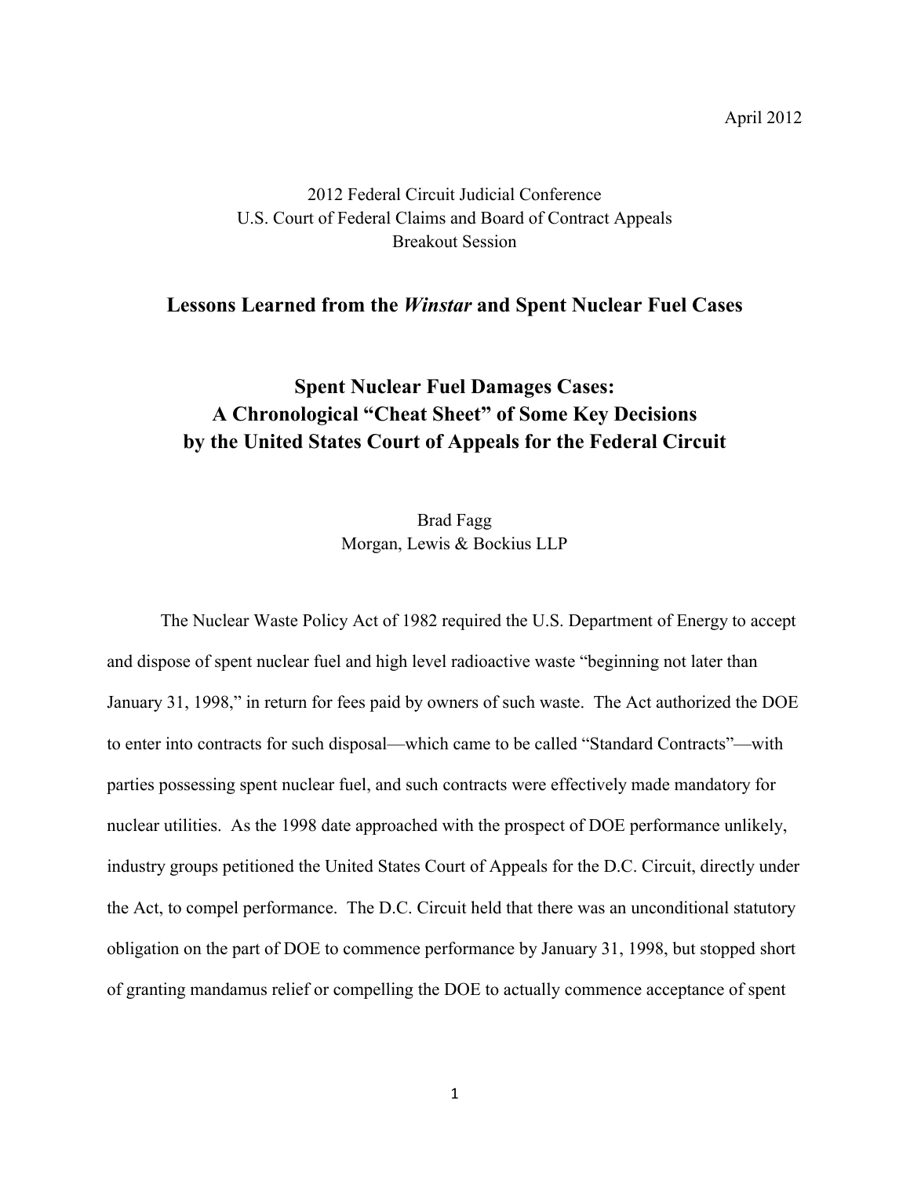April 2012

2012 Federal Circuit Judicial Conference
U.S. Court of Federal Claims and Board of Contract Appeals
Breakout Session

## Lessons Learned from the *Winstar* and Spent Nuclear Fuel Cases

# Spent Nuclear Fuel Damages Cases: A Chronological "Cheat Sheet" of Some Key Decisions by the United States Court of Appeals for the Federal Circuit

Brad Fagg
Morgan, Lewis & Bockius LLP

The Nuclear Waste Policy Act of 1982 required the U.S. Department of Energy to accept and dispose of spent nuclear fuel and high level radioactive waste "beginning not later than January 31, 1998," in return for fees paid by owners of such waste. The Act authorized the DOE to enter into contracts for such disposal—which came to be called "Standard Contracts"—with parties possessing spent nuclear fuel, and such contracts were effectively made mandatory for nuclear utilities. As the 1998 date approached with the prospect of DOE performance unlikely, industry groups petitioned the United States Court of Appeals for the D.C. Circuit, directly under the Act, to compel performance. The D.C. Circuit held that there was an unconditional statutory obligation on the part of DOE to commence performance by January 31, 1998, but stopped short of granting mandamus relief or compelling the DOE to actually commence acceptance of spent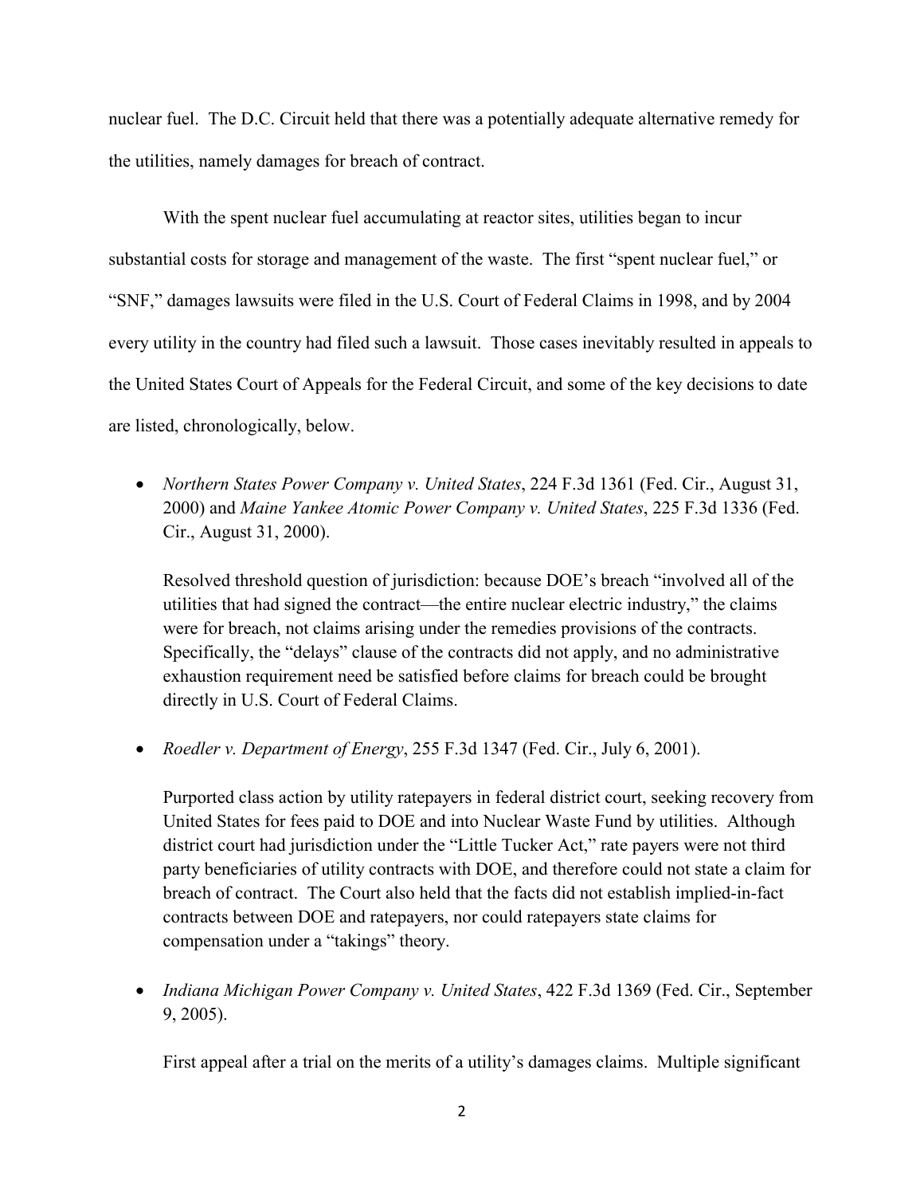nuclear fuel. The D.C. Circuit held that there was a potentially adequate alternative remedy for the utilities, namely damages for breach of contract.

With the spent nuclear fuel accumulating at reactor sites, utilities began to incur substantial costs for storage and management of the waste. The first "spent nuclear fuel," or "SNF," damages lawsuits were filed in the U.S. Court of Federal Claims in 1998, and by 2004 every utility in the country had filed such a lawsuit. Those cases inevitably resulted in appeals to the United States Court of Appeals for the Federal Circuit, and some of the key decisions to date are listed, chronologically, below.

- *Northern States Power Company v. United States*, 224 F.3d 1361 (Fed. Cir., August 31, 2000) and *Maine Yankee Atomic Power Company v. United States*, 225 F.3d 1336 (Fed. Cir., August 31, 2000).

  Resolved threshold question of jurisdiction: because DOE's breach "involved all of the utilities that had signed the contract—the entire nuclear electric industry," the claims were for breach, not claims arising under the remedies provisions of the contracts. Specifically, the "delays" clause of the contracts did not apply, and no administrative exhaustion requirement need be satisfied before claims for breach could be brought directly in U.S. Court of Federal Claims.

- *Roedler v. Department of Energy*, 255 F.3d 1347 (Fed. Cir., July 6, 2001).

  Purported class action by utility ratepayers in federal district court, seeking recovery from United States for fees paid to DOE and into Nuclear Waste Fund by utilities. Although district court had jurisdiction under the "Little Tucker Act," rate payers were not third party beneficiaries of utility contracts with DOE, and therefore could not state a claim for breach of contract. The Court also held that the facts did not establish implied-in-fact contracts between DOE and ratepayers, nor could ratepayers state claims for compensation under a "takings" theory.

- *Indiana Michigan Power Company v. United States*, 422 F.3d 1369 (Fed. Cir., September 9, 2005).

  First appeal after a trial on the merits of a utility's damages claims. Multiple significant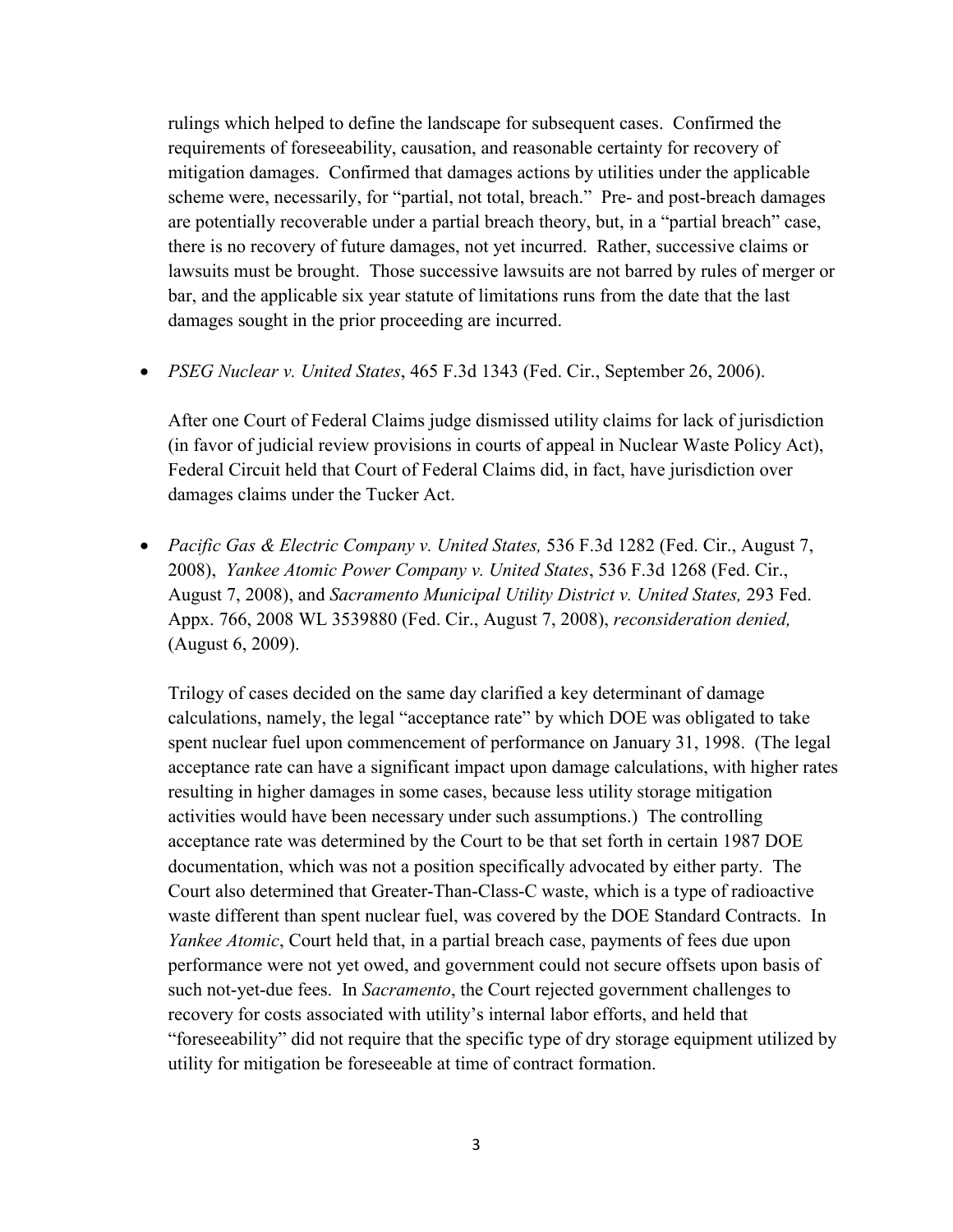rulings which helped to define the landscape for subsequent cases. Confirmed the requirements of foreseeability, causation, and reasonable certainty for recovery of mitigation damages. Confirmed that damages actions by utilities under the applicable scheme were, necessarily, for "partial, not total, breach." Pre- and post-breach damages are potentially recoverable under a partial breach theory, but, in a "partial breach" case, there is no recovery of future damages, not yet incurred. Rather, successive claims or lawsuits must be brought. Those successive lawsuits are not barred by rules of merger or bar, and the applicable six year statute of limitations runs from the date that the last damages sought in the prior proceeding are incurred.

- *PSEG Nuclear v. United States*, 465 F.3d 1343 (Fed. Cir., September 26, 2006).

  After one Court of Federal Claims judge dismissed utility claims for lack of jurisdiction (in favor of judicial review provisions in courts of appeal in Nuclear Waste Policy Act), Federal Circuit held that Court of Federal Claims did, in fact, have jurisdiction over damages claims under the Tucker Act.

- *Pacific Gas & Electric Company v. United States,* 536 F.3d 1282 (Fed. Cir., August 7, 2008), *Yankee Atomic Power Company v. United States*, 536 F.3d 1268 (Fed. Cir., August 7, 2008), and *Sacramento Municipal Utility District v. United States,* 293 Fed. Appx. 766, 2008 WL 3539880 (Fed. Cir., August 7, 2008), *reconsideration denied,* (August 6, 2009).

  Trilogy of cases decided on the same day clarified a key determinant of damage calculations, namely, the legal "acceptance rate" by which DOE was obligated to take spent nuclear fuel upon commencement of performance on January 31, 1998. (The legal acceptance rate can have a significant impact upon damage calculations, with higher rates resulting in higher damages in some cases, because less utility storage mitigation activities would have been necessary under such assumptions.) The controlling acceptance rate was determined by the Court to be that set forth in certain 1987 DOE documentation, which was not a position specifically advocated by either party. The Court also determined that Greater-Than-Class-C waste, which is a type of radioactive waste different than spent nuclear fuel, was covered by the DOE Standard Contracts. In *Yankee Atomic*, Court held that, in a partial breach case, payments of fees due upon performance were not yet owed, and government could not secure offsets upon basis of such not-yet-due fees. In *Sacramento*, the Court rejected government challenges to recovery for costs associated with utility's internal labor efforts, and held that "foreseeability" did not require that the specific type of dry storage equipment utilized by utility for mitigation be foreseeable at time of contract formation.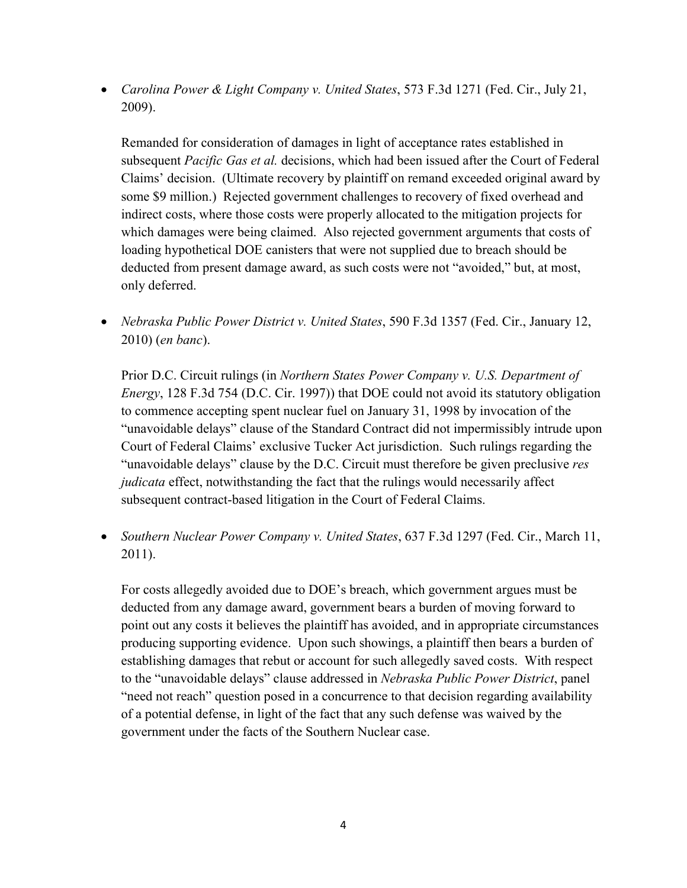- *Carolina Power & Light Company v. United States*, 573 F.3d 1271 (Fed. Cir., July 21, 2009).

  Remanded for consideration of damages in light of acceptance rates established in subsequent *Pacific Gas et al.* decisions, which had been issued after the Court of Federal Claims' decision. (Ultimate recovery by plaintiff on remand exceeded original award by some $9 million.) Rejected government challenges to recovery of fixed overhead and indirect costs, where those costs were properly allocated to the mitigation projects for which damages were being claimed. Also rejected government arguments that costs of loading hypothetical DOE canisters that were not supplied due to breach should be deducted from present damage award, as such costs were not "avoided," but, at most, only deferred.

- *Nebraska Public Power District v. United States*, 590 F.3d 1357 (Fed. Cir., January 12, 2010) (*en banc*).

  Prior D.C. Circuit rulings (in *Northern States Power Company v. U.S. Department of Energy*, 128 F.3d 754 (D.C. Cir. 1997)) that DOE could not avoid its statutory obligation to commence accepting spent nuclear fuel on January 31, 1998 by invocation of the "unavoidable delays" clause of the Standard Contract did not impermissibly intrude upon Court of Federal Claims' exclusive Tucker Act jurisdiction. Such rulings regarding the "unavoidable delays" clause by the D.C. Circuit must therefore be given preclusive *res judicata* effect, notwithstanding the fact that the rulings would necessarily affect subsequent contract-based litigation in the Court of Federal Claims.

- *Southern Nuclear Power Company v. United States*, 637 F.3d 1297 (Fed. Cir., March 11, 2011).

  For costs allegedly avoided due to DOE's breach, which government argues must be deducted from any damage award, government bears a burden of moving forward to point out any costs it believes the plaintiff has avoided, and in appropriate circumstances producing supporting evidence. Upon such showings, a plaintiff then bears a burden of establishing damages that rebut or account for such allegedly saved costs. With respect to the "unavoidable delays" clause addressed in *Nebraska Public Power District*, panel "need not reach" question posed in a concurrence to that decision regarding availability of a potential defense, in light of the fact that any such defense was waived by the government under the facts of the Southern Nuclear case.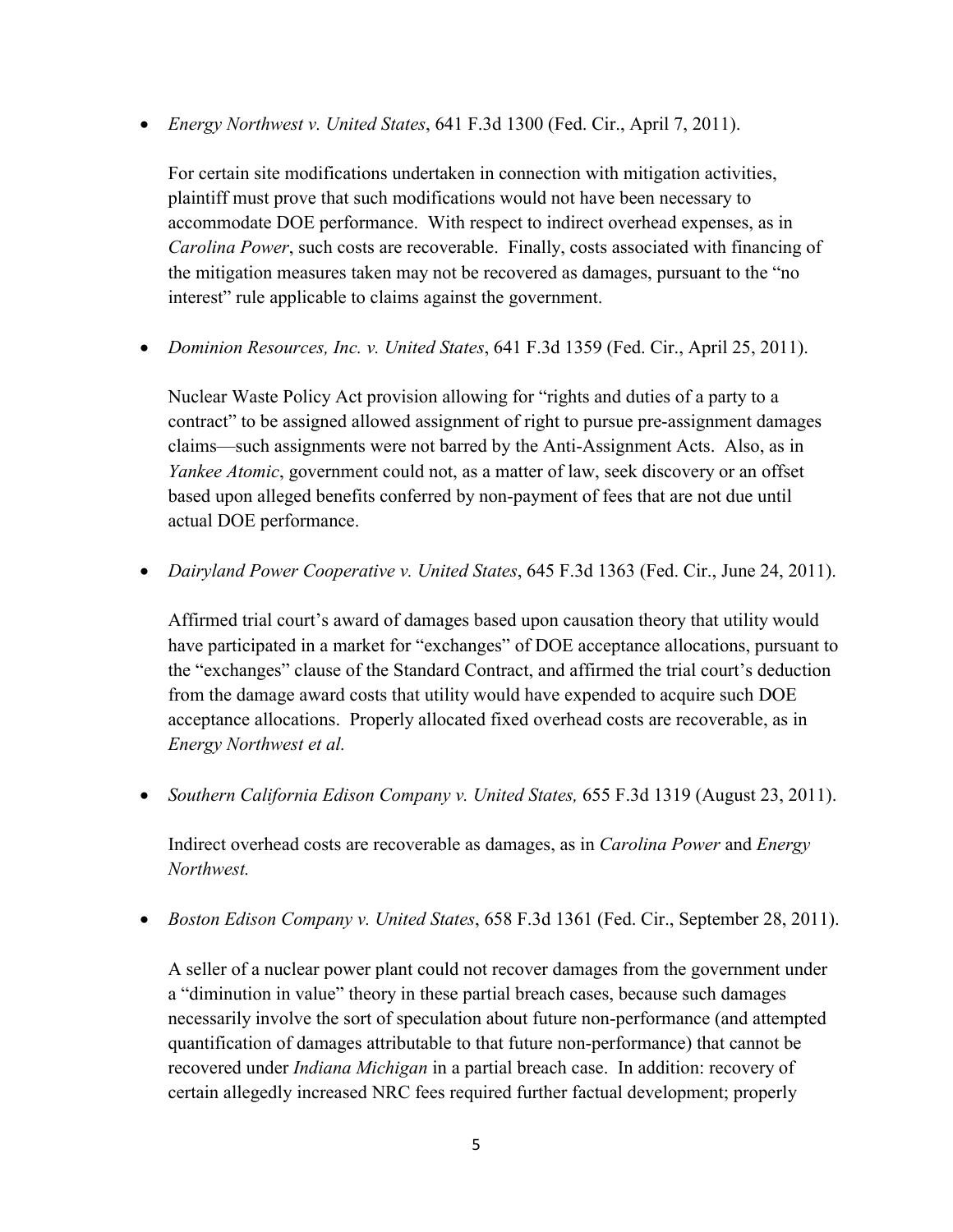- *Energy Northwest v. United States*, 641 F.3d 1300 (Fed. Cir., April 7, 2011).

  For certain site modifications undertaken in connection with mitigation activities, plaintiff must prove that such modifications would not have been necessary to accommodate DOE performance. With respect to indirect overhead expenses, as in *Carolina Power*, such costs are recoverable. Finally, costs associated with financing of the mitigation measures taken may not be recovered as damages, pursuant to the "no interest" rule applicable to claims against the government.

- *Dominion Resources, Inc. v. United States*, 641 F.3d 1359 (Fed. Cir., April 25, 2011).

  Nuclear Waste Policy Act provision allowing for "rights and duties of a party to a contract" to be assigned allowed assignment of right to pursue pre-assignment damages claims—such assignments were not barred by the Anti-Assignment Acts. Also, as in *Yankee Atomic*, government could not, as a matter of law, seek discovery or an offset based upon alleged benefits conferred by non-payment of fees that are not due until actual DOE performance.

- *Dairyland Power Cooperative v. United States*, 645 F.3d 1363 (Fed. Cir., June 24, 2011).

  Affirmed trial court's award of damages based upon causation theory that utility would have participated in a market for "exchanges" of DOE acceptance allocations, pursuant to the "exchanges" clause of the Standard Contract, and affirmed the trial court's deduction from the damage award costs that utility would have expended to acquire such DOE acceptance allocations. Properly allocated fixed overhead costs are recoverable, as in *Energy Northwest et al.*

- *Southern California Edison Company v. United States,* 655 F.3d 1319 (August 23, 2011).

  Indirect overhead costs are recoverable as damages, as in *Carolina Power* and *Energy Northwest.*

- *Boston Edison Company v. United States*, 658 F.3d 1361 (Fed. Cir., September 28, 2011).

  A seller of a nuclear power plant could not recover damages from the government under a "diminution in value" theory in these partial breach cases, because such damages necessarily involve the sort of speculation about future non-performance (and attempted quantification of damages attributable to that future non-performance) that cannot be recovered under *Indiana Michigan* in a partial breach case. In addition: recovery of certain allegedly increased NRC fees required further factual development; properly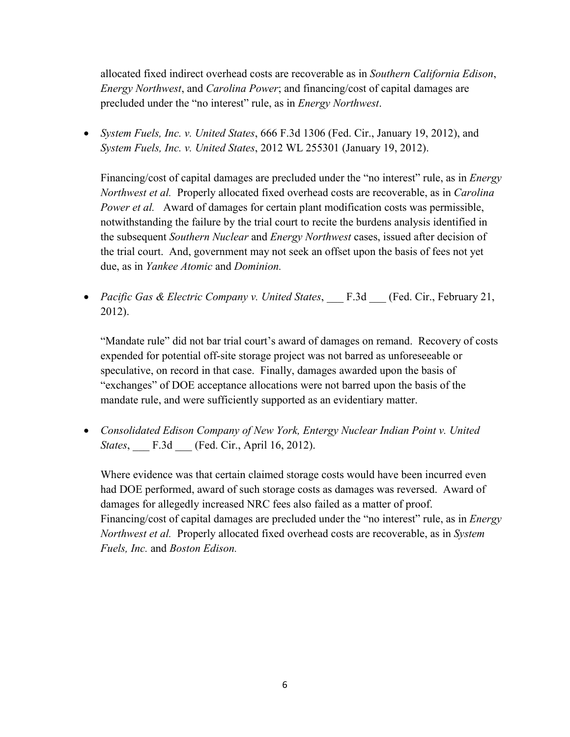allocated fixed indirect overhead costs are recoverable as in *Southern California Edison*, *Energy Northwest*, and *Carolina Power*; and financing/cost of capital damages are precluded under the "no interest" rule, as in *Energy Northwest*.

- *System Fuels, Inc. v. United States*, 666 F.3d 1306 (Fed. Cir., January 19, 2012), and *System Fuels, Inc. v. United States*, 2012 WL 255301 (January 19, 2012).

  Financing/cost of capital damages are precluded under the "no interest" rule, as in *Energy Northwest et al.* Properly allocated fixed overhead costs are recoverable, as in *Carolina Power et al.* Award of damages for certain plant modification costs was permissible, notwithstanding the failure by the trial court to recite the burdens analysis identified in the subsequent *Southern Nuclear* and *Energy Northwest* cases, issued after decision of the trial court. And, government may not seek an offset upon the basis of fees not yet due, as in *Yankee Atomic* and *Dominion.*

- *Pacific Gas & Electric Company v. United States*, ___ F.3d ___ (Fed. Cir., February 21, 2012).

  "Mandate rule" did not bar trial court's award of damages on remand. Recovery of costs expended for potential off-site storage project was not barred as unforeseeable or speculative, on record in that case. Finally, damages awarded upon the basis of "exchanges" of DOE acceptance allocations were not barred upon the basis of the mandate rule, and were sufficiently supported as an evidentiary matter.

- *Consolidated Edison Company of New York, Entergy Nuclear Indian Point v. United States*, ___ F.3d ___ (Fed. Cir., April 16, 2012).

  Where evidence was that certain claimed storage costs would have been incurred even had DOE performed, award of such storage costs as damages was reversed. Award of damages for allegedly increased NRC fees also failed as a matter of proof. Financing/cost of capital damages are precluded under the "no interest" rule, as in *Energy Northwest et al.* Properly allocated fixed overhead costs are recoverable, as in *System Fuels, Inc.* and *Boston Edison.*